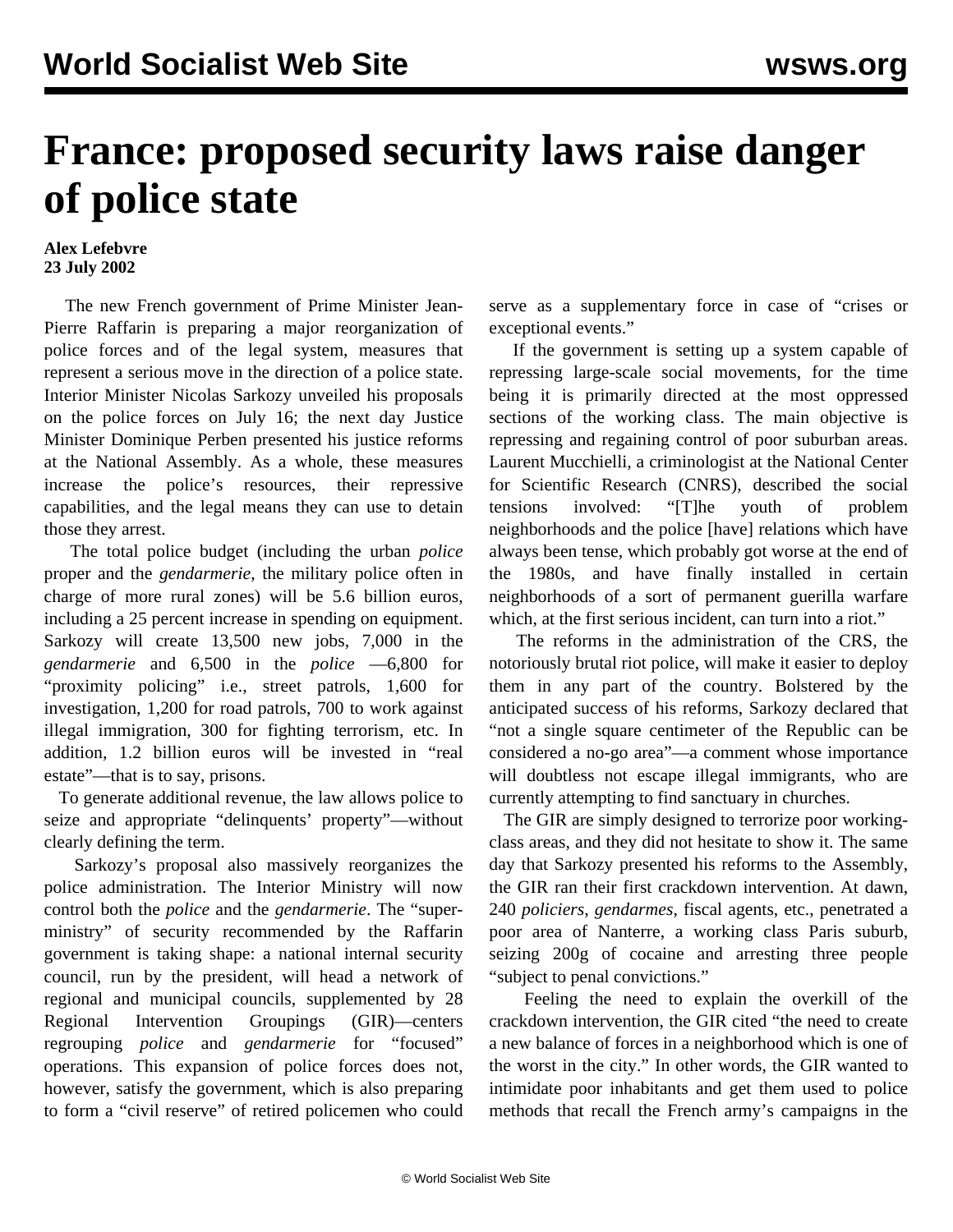# France: proposed security laws raise danger of police state

**Alex Lefebvre**
**23 July 2002**

The new French government of Prime Minister Jean-Pierre Raffarin is preparing a major reorganization of police forces and of the legal system, measures that represent a serious move in the direction of a police state. Interior Minister Nicolas Sarkozy unveiled his proposals on the police forces on July 16; the next day Justice Minister Dominique Perben presented his justice reforms at the National Assembly. As a whole, these measures increase the police's resources, their repressive capabilities, and the legal means they can use to detain those they arrest.

The total police budget (including the urban *police* proper and the *gendarmerie*, the military police often in charge of more rural zones) will be 5.6 billion euros, including a 25 percent increase in spending on equipment. Sarkozy will create 13,500 new jobs, 7,000 in the *gendarmerie* and 6,500 in the *police* —6,800 for "proximity policing" i.e., street patrols, 1,600 for investigation, 1,200 for road patrols, 700 to work against illegal immigration, 300 for fighting terrorism, etc. In addition, 1.2 billion euros will be invested in "real estate"—that is to say, prisons.

To generate additional revenue, the law allows police to seize and appropriate "delinquents' property"—without clearly defining the term.

Sarkozy's proposal also massively reorganizes the police administration. The Interior Ministry will now control both the *police* and the *gendarmerie*. The "super-ministry" of security recommended by the Raffarin government is taking shape: a national internal security council, run by the president, will head a network of regional and municipal councils, supplemented by 28 Regional Intervention Groupings (GIR)—centers regrouping *police* and *gendarmerie* for "focused" operations. This expansion of police forces does not, however, satisfy the government, which is also preparing to form a "civil reserve" of retired policemen who could serve as a supplementary force in case of "crises or exceptional events."

If the government is setting up a system capable of repressing large-scale social movements, for the time being it is primarily directed at the most oppressed sections of the working class. The main objective is repressing and regaining control of poor suburban areas. Laurent Mucchielli, a criminologist at the National Center for Scientific Research (CNRS), described the social tensions involved: "[T]he youth of problem neighborhoods and the police [have] relations which have always been tense, which probably got worse at the end of the 1980s, and have finally installed in certain neighborhoods of a sort of permanent guerilla warfare which, at the first serious incident, can turn into a riot."

The reforms in the administration of the CRS, the notoriously brutal riot police, will make it easier to deploy them in any part of the country. Bolstered by the anticipated success of his reforms, Sarkozy declared that "not a single square centimeter of the Republic can be considered a no-go area"—a comment whose importance will doubtless not escape illegal immigrants, who are currently attempting to find sanctuary in churches.

The GIR are simply designed to terrorize poor working-class areas, and they did not hesitate to show it. The same day that Sarkozy presented his reforms to the Assembly, the GIR ran their first crackdown intervention. At dawn, 240 *policiers*, *gendarmes*, fiscal agents, etc., penetrated a poor area of Nanterre, a working class Paris suburb, seizing 200g of cocaine and arresting three people "subject to penal convictions."

Feeling the need to explain the overkill of the crackdown intervention, the GIR cited "the need to create a new balance of forces in a neighborhood which is one of the worst in the city." In other words, the GIR wanted to intimidate poor inhabitants and get them used to police methods that recall the French army's campaigns in the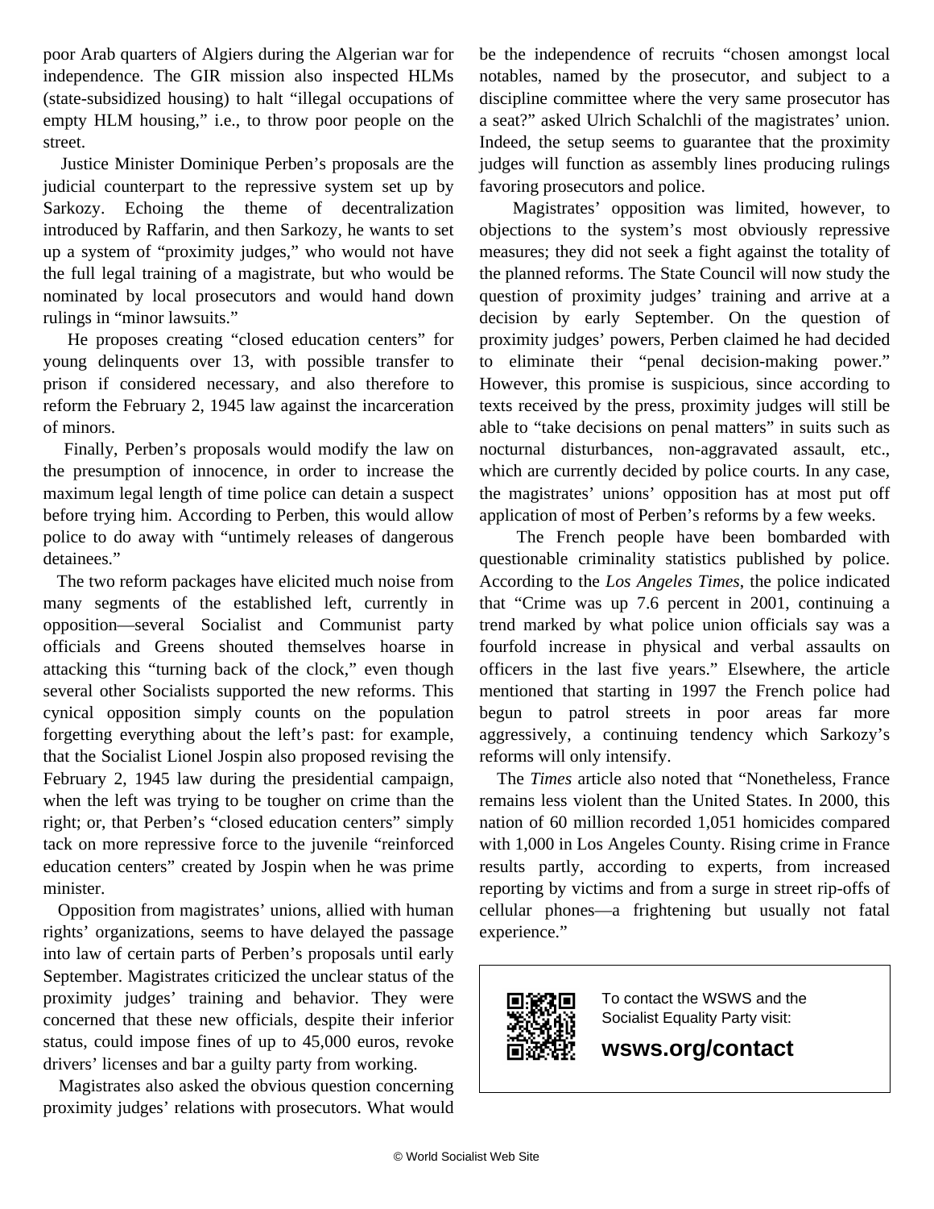poor Arab quarters of Algiers during the Algerian war for independence. The GIR mission also inspected HLMs (state-subsidized housing) to halt "illegal occupations of empty HLM housing," i.e., to throw poor people on the street.

Justice Minister Dominique Perben's proposals are the judicial counterpart to the repressive system set up by Sarkozy. Echoing the theme of decentralization introduced by Raffarin, and then Sarkozy, he wants to set up a system of "proximity judges," who would not have the full legal training of a magistrate, but who would be nominated by local prosecutors and would hand down rulings in "minor lawsuits."

He proposes creating "closed education centers" for young delinquents over 13, with possible transfer to prison if considered necessary, and also therefore to reform the February 2, 1945 law against the incarceration of minors.

Finally, Perben's proposals would modify the law on the presumption of innocence, in order to increase the maximum legal length of time police can detain a suspect before trying him. According to Perben, this would allow police to do away with "untimely releases of dangerous detainees."

The two reform packages have elicited much noise from many segments of the established left, currently in opposition—several Socialist and Communist party officials and Greens shouted themselves hoarse in attacking this "turning back of the clock," even though several other Socialists supported the new reforms. This cynical opposition simply counts on the population forgetting everything about the left's past: for example, that the Socialist Lionel Jospin also proposed revising the February 2, 1945 law during the presidential campaign, when the left was trying to be tougher on crime than the right; or, that Perben's "closed education centers" simply tack on more repressive force to the juvenile "reinforced education centers" created by Jospin when he was prime minister.

Opposition from magistrates' unions, allied with human rights' organizations, seems to have delayed the passage into law of certain parts of Perben's proposals until early September. Magistrates criticized the unclear status of the proximity judges' training and behavior. They were concerned that these new officials, despite their inferior status, could impose fines of up to 45,000 euros, revoke drivers' licenses and bar a guilty party from working.

Magistrates also asked the obvious question concerning proximity judges' relations with prosecutors. What would be the independence of recruits "chosen amongst local notables, named by the prosecutor, and subject to a discipline committee where the very same prosecutor has a seat?" asked Ulrich Schalchli of the magistrates' union. Indeed, the setup seems to guarantee that the proximity judges will function as assembly lines producing rulings favoring prosecutors and police.

Magistrates' opposition was limited, however, to objections to the system's most obviously repressive measures; they did not seek a fight against the totality of the planned reforms. The State Council will now study the question of proximity judges' training and arrive at a decision by early September. On the question of proximity judges' powers, Perben claimed he had decided to eliminate their "penal decision-making power." However, this promise is suspicious, since according to texts received by the press, proximity judges will still be able to "take decisions on penal matters" in suits such as nocturnal disturbances, non-aggravated assault, etc., which are currently decided by police courts. In any case, the magistrates' unions' opposition has at most put off application of most of Perben's reforms by a few weeks.

The French people have been bombarded with questionable criminality statistics published by police. According to the *Los Angeles Times*, the police indicated that "Crime was up 7.6 percent in 2001, continuing a trend marked by what police union officials say was a fourfold increase in physical and verbal assaults on officers in the last five years." Elsewhere, the article mentioned that starting in 1997 the French police had begun to patrol streets in poor areas far more aggressively, a continuing tendency which Sarkozy's reforms will only intensify.

The *Times* article also noted that "Nonetheless, France remains less violent than the United States. In 2000, this nation of 60 million recorded 1,051 homicides compared with 1,000 in Los Angeles County. Rising crime in France results partly, according to experts, from increased reporting by victims and from a surge in street rip-offs of cellular phones—a frightening but usually not fatal experience."

To contact the WSWS and the Socialist Equality Party visit:

**wsws.org/contact**